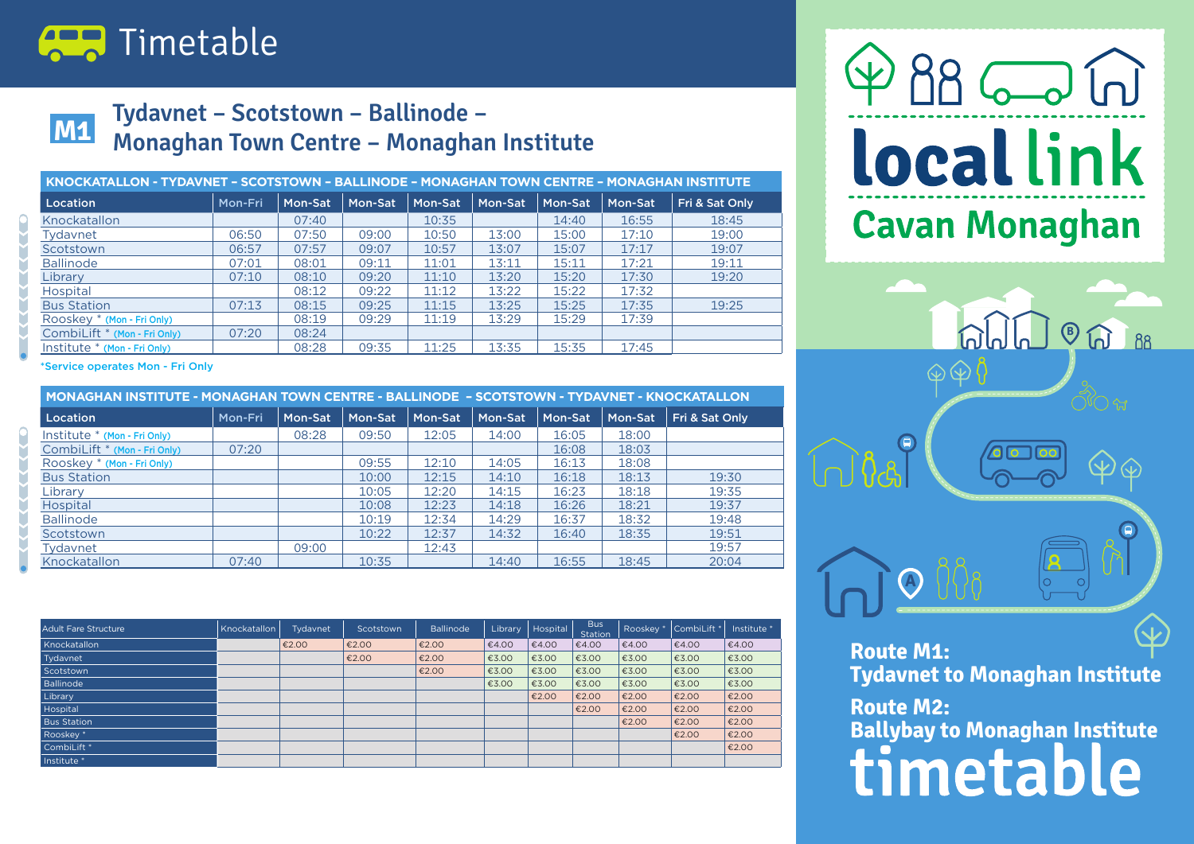# Timetable

## M1 Tydavnet – Scotstown – Ballinode – Monaghan Town Centre – Monaghan Institute

| KNOCKATALLON - TYDAVNET – SCOTSTOWN – BALLINODE – MONAGHAN TOWN CENTRE – MONAGHAN INSTITUTE | | | | | | | | |
|---|---|---|---|---|---|---|---|---|
| Location | Mon-Fri | Mon-Sat | Mon-Sat | Mon-Sat | Mon-Sat | Mon-Sat | Mon-Sat | Fri & Sat Only |
| Knockatallon | | 07:40 | | 10:35 | | 14:40 | 16:55 | 18:45 |
| Tydavnet | 06:50 | 07:50 | 09:00 | 10:50 | 13:00 | 15:00 | 17:10 | 19:00 |
| Scotstown | 06:57 | 07:57 | 09:07 | 10:57 | 13:07 | 15:07 | 17:17 | 19:07 |
| Ballinode | 07:01 | 08:01 | 09:11 | 11:01 | 13:11 | 15:11 | 17:21 | 19:11 |
| Library | 07:10 | 08:10 | 09:20 | 11:10 | 13:20 | 15:20 | 17:30 | 19:20 |
| Hospital | | 08:12 | 09:22 | 11:12 | 13:22 | 15:22 | 17:32 | |
| Bus Station | 07:13 | 08:15 | 09:25 | 11:15 | 13:25 | 15:25 | 17:35 | 19:25 |
| Rooskey * (Mon - Fri Only) | | 08:19 | 09:29 | 11:19 | 13:29 | 15:29 | 17:39 | |
| CombiLift * (Mon - Fri Only) | 07:20 | 08:24 | | | | | | |
| Institute * (Mon - Fri Only) | | 08:28 | 09:35 | 11:25 | 13:35 | 15:35 | 17:45 | |

*Service operates Mon - Fri Only

| MONAGHAN INSTITUTE - MONAGHAN TOWN CENTRE - BALLINODE - SCOTSTOWN - TYDAVNET - KNOCKATALLON | | | | | | | | |
|---|---|---|---|---|---|---|---|---|
| Location | Mon-Fri | Mon-Sat | Mon-Sat | Mon-Sat | Mon-Sat | Mon-Sat | Mon-Sat | Fri & Sat Only |
| Institute * (Mon - Fri Only) | | 08:28 | 09:50 | 12:05 | 14:00 | 16:05 | 18:00 | |
| CombiLift * (Mon - Fri Only) | 07:20 | | | | | 16:08 | 18:03 | |
| Rooskey * (Mon - Fri Only) | | | 09:55 | 12:10 | 14:05 | 16:13 | 18:08 | |
| Bus Station | | | 10:00 | 12:15 | 14:10 | 16:18 | 18:13 | 19:30 |
| Library | | | 10:05 | 12:20 | 14:15 | 16:23 | 18:18 | 19:35 |
| Hospital | | | 10:08 | 12:23 | 14:18 | 16:26 | 18:21 | 19:37 |
| Ballinode | | | 10:19 | 12:34 | 14:29 | 16:37 | 18:32 | 19:48 |
| Scotstown | | | 10:22 | 12:37 | 14:32 | 16:40 | 18:35 | 19:51 |
| Tydavnet | | 09:00 | | 12:43 | | | | 19:57 |
| Knockatallon | 07:40 | | 10:35 | | 14:40 | 16:55 | 18:45 | 20:04 |

| Adult Fare Structure | Knockatallon | Tydavnet | Scotstown | Ballinode | Library | Hospital | Bus Station | Rooskey * | CombiLift * | Institute * |
|---|---|---|---|---|---|---|---|---|---|---|
| Knockatallon | | €2.00 | €2.00 | €2.00 | €4.00 | €4.00 | €4.00 | €4.00 | €4.00 | €4.00 |
| Tydavnet | | | €2.00 | €2.00 | €3.00 | €3.00 | €3.00 | €3.00 | €3.00 | €3.00 |
| Scotstown | | | | €2.00 | €3.00 | €3.00 | €3.00 | €3.00 | €3.00 | €3.00 |
| Ballinode | | | | | €3.00 | €3.00 | €3.00 | €3.00 | €3.00 | €3.00 |
| Library | | | | | | €2.00 | €2.00 | €2.00 | €2.00 | €2.00 |
| Hospital | | | | | | | €2.00 | €2.00 | €2.00 | €2.00 |
| Bus Station | | | | | | | | €2.00 | €2.00 | €2.00 |
| Rooskey * | | | | | | | | | €2.00 | €2.00 |
| CombiLift * | | | | | | | | | | €2.00 |
| Institute * | | | | | | | | | | |

**local link**
**Cavan Monaghan**

**Route M1:**
**Tydavnet to Monaghan Institute**

**Route M2:**
**Ballybay to Monaghan Institute**

**timetable**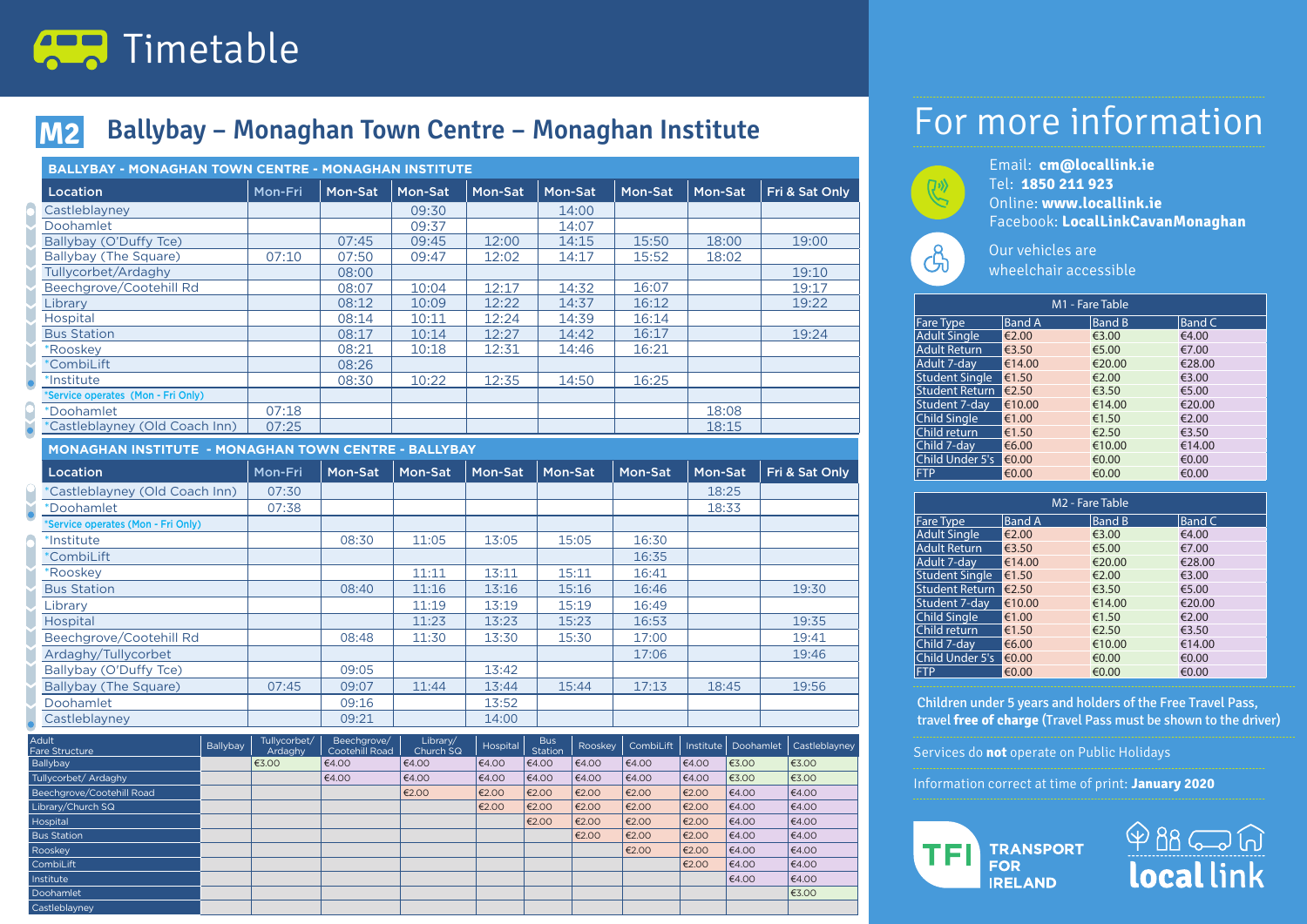# Timetable

## M2 Ballybay – Monaghan Town Centre – Monaghan Institute

### BALLYBAY - MONAGHAN TOWN CENTRE - MONAGHAN INSTITUTE

| Location | Mon-Fri | Mon-Sat | Mon-Sat | Mon-Sat | Mon-Sat | Mon-Sat | Mon-Sat | Fri & Sat Only |
|---|---|---|---|---|---|---|---|---|
| Castleblayney | | | 09:30 | | 14:00 | | | |
| Doohamlet | | | 09:37 | | 14:07 | | | |
| Ballybay (O'Duffy Tce) | | 07:45 | 09:45 | 12:00 | 14:15 | 15:50 | 18:00 | 19:00 |
| Ballybay (The Square) | 07:10 | 07:50 | 09:47 | 12:02 | 14:17 | 15:52 | 18:02 | |
| Tullycorbet/Ardaghy | | 08:00 | | | | | | 19:10 |
| Beechgrove/Cootehill Rd | | 08:07 | 10:04 | 12:17 | 14:32 | 16:07 | | 19:17 |
| Library | | 08:12 | 10:09 | 12:22 | 14:37 | 16:12 | | 19:22 |
| Hospital | | 08:14 | 10:11 | 12:24 | 14:39 | 16:14 | | |
| Bus Station | | 08:17 | 10:14 | 12:27 | 14:42 | 16:17 | | 19:24 |
| *Rooskey | | 08:21 | 10:18 | 12:31 | 14:46 | 16:21 | | |
| *CombiLift | | 08:26 | | | | | | |
| *Institute | | 08:30 | 10:22 | 12:35 | 14:50 | 16:25 | | |
| *Service operates (Mon - Fri Only) | | | | | | | | |
| *Doohamlet | 07:18 | | | | | | 18:08 | |
| *Castleblayney (Old Coach Inn) | 07:25 | | | | | | 18:15 | |

### MONAGHAN INSTITUTE - MONAGHAN TOWN CENTRE - BALLYBAY

| Location | Mon-Fri | Mon-Sat | Mon-Sat | Mon-Sat | Mon-Sat | Mon-Sat | Mon-Sat | Fri & Sat Only |
|---|---|---|---|---|---|---|---|---|
| *Castleblayney (Old Coach Inn) | 07:30 | | | | | | 18:25 | |
| *Doohamlet | 07:38 | | | | | | 18:33 | |
| *Service operates (Mon - Fri Only) | | | | | | | | |
| *Institute | | 08:30 | 11:05 | 13:05 | 15:05 | 16:30 | | |
| *CombiLift | | | | | | 16:35 | | |
| *Rooskey | | | 11:11 | 13:11 | 15:11 | 16:41 | | |
| Bus Station | | 08:40 | 11:16 | 13:16 | 15:16 | 16:46 | | 19:30 |
| Library | | | 11:19 | 13:19 | 15:19 | 16:49 | | |
| Hospital | | | 11:23 | 13:23 | 15:23 | 16:53 | | 19:35 |
| Beechgrove/Cootehill Rd | | 08:48 | 11:30 | 13:30 | 15:30 | 17:00 | | 19:41 |
| Ardaghy/Tullycorbet | | | | | | 17:06 | | 19:46 |
| Ballybay (O'Duffy Tce) | | 09:05 | | 13:42 | | | | |
| Ballybay (The Square) | 07:45 | 09:07 | 11:44 | 13:44 | 15:44 | 17:13 | 18:45 | 19:56 |
| Doohamlet | | 09:16 | | 13:52 | | | | |
| Castleblayney | | 09:21 | | 14:00 | | | | |

| Adult Fare Structure | Ballybay | Tullycorbet/ Ardaghy | Beechgrove/ Cootehill Road | Library/ Church SQ | Hospital | Bus Station | Rooskey | CombiLift | Institute | Doohamlet | Castleblayney |
|---|---|---|---|---|---|---|---|---|---|---|---|
| Ballybay | | €3.00 | €4.00 | €4.00 | €4.00 | €4.00 | €4.00 | €4.00 | €4.00 | €3.00 | €3.00 |
| Tullycorbet/ Ardaghy | | | €4.00 | €4.00 | €4.00 | €4.00 | €4.00 | €4.00 | €4.00 | €3.00 | €3.00 |
| Beechgrove/Cootehill Road | | | | €2.00 | €2.00 | €2.00 | €2.00 | €2.00 | €2.00 | €4.00 | €4.00 |
| Library/Church SQ | | | | | €2.00 | €2.00 | €2.00 | €2.00 | €2.00 | €4.00 | €4.00 |
| Hospital | | | | | | €2.00 | €2.00 | €2.00 | €2.00 | €4.00 | €4.00 |
| Bus Station | | | | | | | €2.00 | €2.00 | €2.00 | €4.00 | €4.00 |
| Rooskey | | | | | | | | €2.00 | €2.00 | €4.00 | €4.00 |
| CombiLift | | | | | | | | | €2.00 | €4.00 | €4.00 |
| Institute | | | | | | | | | | €4.00 | €4.00 |
| Doohamlet | | | | | | | | | | | €3.00 |
| Castleblayney | | | | | | | | | | | |

# For more information

Email: **cm@locallink.ie**
Tel: **1850 211 923**
Online: **www.locallink.ie**
Facebook: **LocalLinkCavanMonaghan**

Our vehicles are wheelchair accessible

**M1 - Fare Table**

| Fare Type | Band A | Band B | Band C |
|---|---|---|---|
| Adult Single | €2.00 | €3.00 | €4.00 |
| Adult Return | €3.50 | €5.00 | €7.00 |
| Adult 7-day | €14.00 | €20.00 | €28.00 |
| Student Single | €1.50 | €2.00 | €3.00 |
| Student Return | €2.50 | €3.50 | €5.00 |
| Student 7-day | €10.00 | €14.00 | €20.00 |
| Child Single | €1.00 | €1.50 | €2.00 |
| Child return | €1.50 | €2.50 | €3.50 |
| Child 7-day | €6.00 | €10.00 | €14.00 |
| Child Under 5's | €0.00 | €0.00 | €0.00 |
| FTP | €0.00 | €0.00 | €0.00 |

**M2 - Fare Table**

| Fare Type | Band A | Band B | Band C |
|---|---|---|---|
| Adult Single | €2.00 | €3.00 | €4.00 |
| Adult Return | €3.50 | €5.00 | €7.00 |
| Adult 7-day | €14.00 | €20.00 | €28.00 |
| Student Single | €1.50 | €2.00 | €3.00 |
| Student Return | €2.50 | €3.50 | €5.00 |
| Student 7-day | €10.00 | €14.00 | €20.00 |
| Child Single | €1.00 | €1.50 | €2.00 |
| Child return | €1.50 | €2.50 | €3.50 |
| Child 7-day | €6.00 | €10.00 | €14.00 |
| Child Under 5's | €0.00 | €0.00 | €0.00 |
| FTP | €0.00 | €0.00 | €0.00 |

**Children under 5 years and holders of the Free Travel Pass, travel free of charge (Travel Pass must be shown to the driver)**

Services do **not** operate on Public Holidays

Information correct at time of print: **January 2020**

TFI TRANSPORT FOR IRELAND

local link